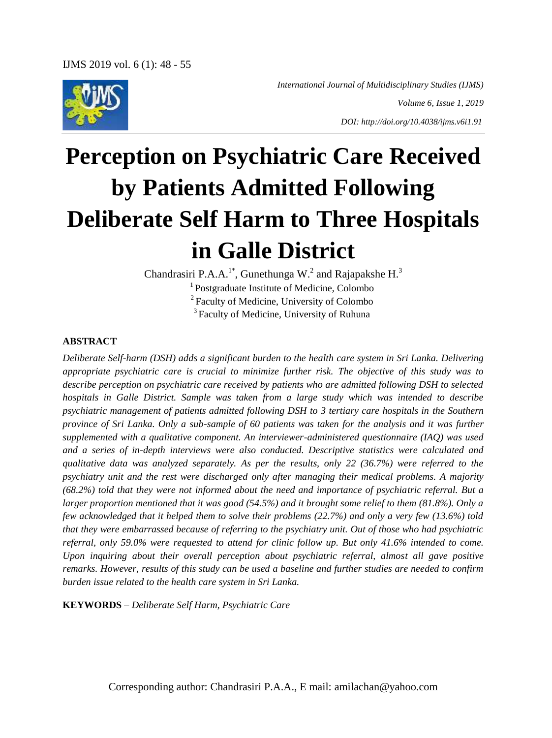# Perception on Psychiatric Care Received by Patients Admitted Following Deliberate Self Harm to Three Hospitals in Galle District

Chandrasiri P.A.A.[1*], Gunethunga W.[2] and Rajapakshe H.[3]

[1] Postgraduate Institute of Medicine, Colombo

[2] Faculty of Medicine, University of Colombo

[3] Faculty of Medicine, University of Ruhuna

## ABSTRACT

*Deliberate Self-harm (DSH) adds a significant burden to the health care system in Sri Lanka. Delivering appropriate psychiatric care is crucial to minimize further risk. The objective of this study was to describe perception on psychiatric care received by patients who are admitted following DSH to selected hospitals in Galle District. Sample was taken from a large study which was intended to describe psychiatric management of patients admitted following DSH to 3 tertiary care hospitals in the Southern province of Sri Lanka. Only a sub-sample of 60 patients was taken for the analysis and it was further supplemented with a qualitative component. An interviewer-administered questionnaire (IAQ) was used and a series of in-depth interviews were also conducted. Descriptive statistics were calculated and qualitative data was analyzed separately. As per the results, only 22 (36.7%) were referred to the psychiatry unit and the rest were discharged only after managing their medical problems. A majority (68.2%) told that they were not informed about the need and importance of psychiatric referral. But a larger proportion mentioned that it was good (54.5%) and it brought some relief to them (81.8%). Only a few acknowledged that it helped them to solve their problems (22.7%) and only a very few (13.6%) told that they were embarrassed because of referring to the psychiatry unit. Out of those who had psychiatric referral, only 59.0% were requested to attend for clinic follow up. But only 41.6% intended to come. Upon inquiring about their overall perception about psychiatric referral, almost all gave positive remarks. However, results of this study can be used a baseline and further studies are needed to confirm burden issue related to the health care system in Sri Lanka.*

**KEYWORDS** – *Deliberate Self Harm, Psychiatric Care*

Corresponding author: Chandrasiri P.A.A., E mail: amilachan@yahoo.com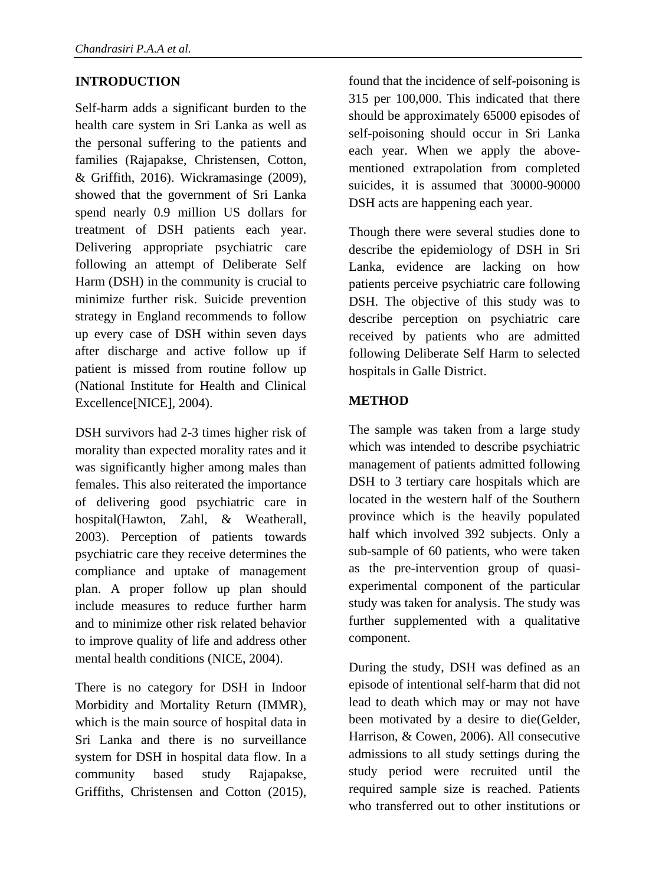## INTRODUCTION

Self-harm adds a significant burden to the health care system in Sri Lanka as well as the personal suffering to the patients and families (Rajapakse, Christensen, Cotton, & Griffith, 2016). Wickramasinge (2009), showed that the government of Sri Lanka spend nearly 0.9 million US dollars for treatment of DSH patients each year. Delivering appropriate psychiatric care following an attempt of Deliberate Self Harm (DSH) in the community is crucial to minimize further risk. Suicide prevention strategy in England recommends to follow up every case of DSH within seven days after discharge and active follow up if patient is missed from routine follow up (National Institute for Health and Clinical Excellence[NICE], 2004).

DSH survivors had 2-3 times higher risk of morality than expected morality rates and it was significantly higher among males than females. This also reiterated the importance of delivering good psychiatric care in hospital(Hawton, Zahl, & Weatherall, 2003). Perception of patients towards psychiatric care they receive determines the compliance and uptake of management plan. A proper follow up plan should include measures to reduce further harm and to minimize other risk related behavior to improve quality of life and address other mental health conditions (NICE, 2004).

There is no category for DSH in Indoor Morbidity and Mortality Return (IMMR), which is the main source of hospital data in Sri Lanka and there is no surveillance system for DSH in hospital data flow. In a community based study Rajapakse, Griffiths, Christensen and Cotton (2015), found that the incidence of self-poisoning is 315 per 100,000. This indicated that there should be approximately 65000 episodes of self-poisoning should occur in Sri Lanka each year. When we apply the above-mentioned extrapolation from completed suicides, it is assumed that 30000-90000 DSH acts are happening each year.

Though there were several studies done to describe the epidemiology of DSH in Sri Lanka, evidence are lacking on how patients perceive psychiatric care following DSH. The objective of this study was to describe perception on psychiatric care received by patients who are admitted following Deliberate Self Harm to selected hospitals in Galle District.

## METHOD

The sample was taken from a large study which was intended to describe psychiatric management of patients admitted following DSH to 3 tertiary care hospitals which are located in the western half of the Southern province which is the heavily populated half which involved 392 subjects. Only a sub-sample of 60 patients, who were taken as the pre-intervention group of quasi-experimental component of the particular study was taken for analysis. The study was further supplemented with a qualitative component.

During the study, DSH was defined as an episode of intentional self-harm that did not lead to death which may or may not have been motivated by a desire to die(Gelder, Harrison, & Cowen, 2006). All consecutive admissions to all study settings during the study period were recruited until the required sample size is reached. Patients who transferred out to other institutions or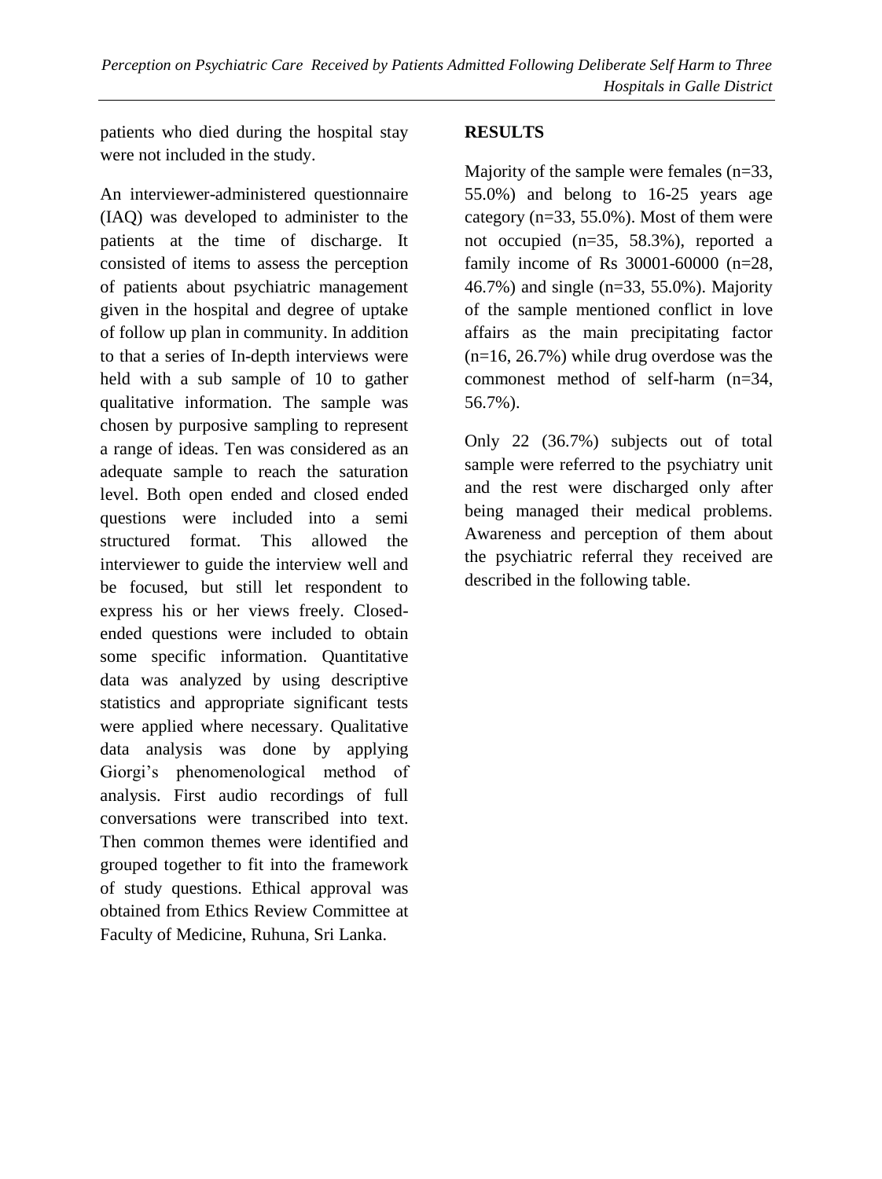patients who died during the hospital stay were not included in the study.

An interviewer-administered questionnaire (IAQ) was developed to administer to the patients at the time of discharge. It consisted of items to assess the perception of patients about psychiatric management given in the hospital and degree of uptake of follow up plan in community. In addition to that a series of In-depth interviews were held with a sub sample of 10 to gather qualitative information. The sample was chosen by purposive sampling to represent a range of ideas. Ten was considered as an adequate sample to reach the saturation level. Both open ended and closed ended questions were included into a semi structured format. This allowed the interviewer to guide the interview well and be focused, but still let respondent to express his or her views freely. Closed-ended questions were included to obtain some specific information. Quantitative data was analyzed by using descriptive statistics and appropriate significant tests were applied where necessary. Qualitative data analysis was done by applying Giorgi's phenomenological method of analysis. First audio recordings of full conversations were transcribed into text. Then common themes were identified and grouped together to fit into the framework of study questions. Ethical approval was obtained from Ethics Review Committee at Faculty of Medicine, Ruhuna, Sri Lanka.

## RESULTS

Majority of the sample were females (n=33, 55.0%) and belong to 16-25 years age category (n=33, 55.0%). Most of them were not occupied (n=35, 58.3%), reported a family income of Rs 30001-60000 (n=28, 46.7%) and single (n=33, 55.0%). Majority of the sample mentioned conflict in love affairs as the main precipitating factor (n=16, 26.7%) while drug overdose was the commonest method of self-harm (n=34, 56.7%).

Only 22 (36.7%) subjects out of total sample were referred to the psychiatry unit and the rest were discharged only after being managed their medical problems. Awareness and perception of them about the psychiatric referral they received are described in the following table.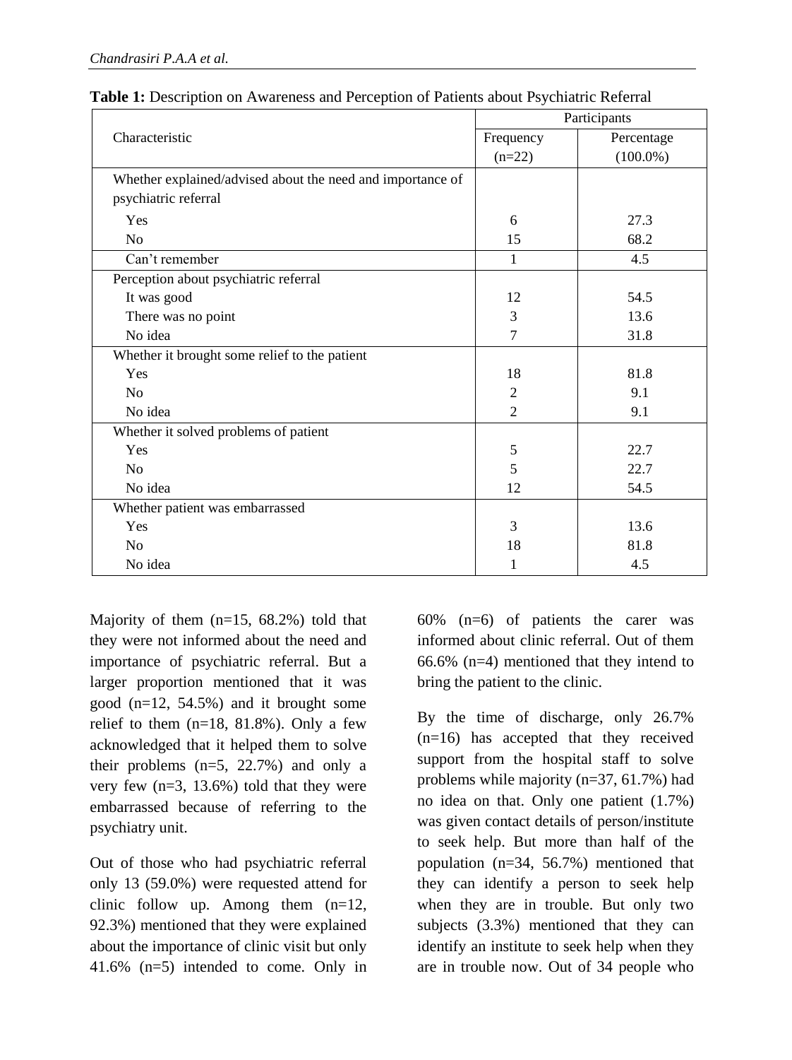**Table 1:** Description on Awareness and Perception of Patients about Psychiatric Referral

| Characteristic | Participants | |
|---|---|---|
| | Frequency (n=22) | Percentage (100.0%) |
| Whether explained/advised about the need and importance of psychiatric referral | | |
| Yes | 6 | 27.3 |
| No | 15 | 68.2 |
| Can't remember | 1 | 4.5 |
| Perception about psychiatric referral | | |
| It was good | 12 | 54.5 |
| There was no point | 3 | 13.6 |
| No idea | 7 | 31.8 |
| Whether it brought some relief to the patient | | |
| Yes | 18 | 81.8 |
| No | 2 | 9.1 |
| No idea | 2 | 9.1 |
| Whether it solved problems of patient | | |
| Yes | 5 | 22.7 |
| No | 5 | 22.7 |
| No idea | 12 | 54.5 |
| Whether patient was embarrassed | | |
| Yes | 3 | 13.6 |
| No | 18 | 81.8 |
| No idea | 1 | 4.5 |

Majority of them (n=15, 68.2%) told that they were not informed about the need and importance of psychiatric referral. But a larger proportion mentioned that it was good (n=12, 54.5%) and it brought some relief to them (n=18, 81.8%). Only a few acknowledged that it helped them to solve their problems (n=5, 22.7%) and only a very few (n=3, 13.6%) told that they were embarrassed because of referring to the psychiatry unit.

Out of those who had psychiatric referral only 13 (59.0%) were requested attend for clinic follow up. Among them (n=12, 92.3%) mentioned that they were explained about the importance of clinic visit but only 41.6% (n=5) intended to come. Only in 60% (n=6) of patients the carer was informed about clinic referral. Out of them 66.6% (n=4) mentioned that they intend to bring the patient to the clinic.

By the time of discharge, only 26.7% (n=16) has accepted that they received support from the hospital staff to solve problems while majority (n=37, 61.7%) had no idea on that. Only one patient (1.7%) was given contact details of person/institute to seek help. But more than half of the population (n=34, 56.7%) mentioned that they can identify a person to seek help when they are in trouble. But only two subjects (3.3%) mentioned that they can identify an institute to seek help when they are in trouble now. Out of 34 people who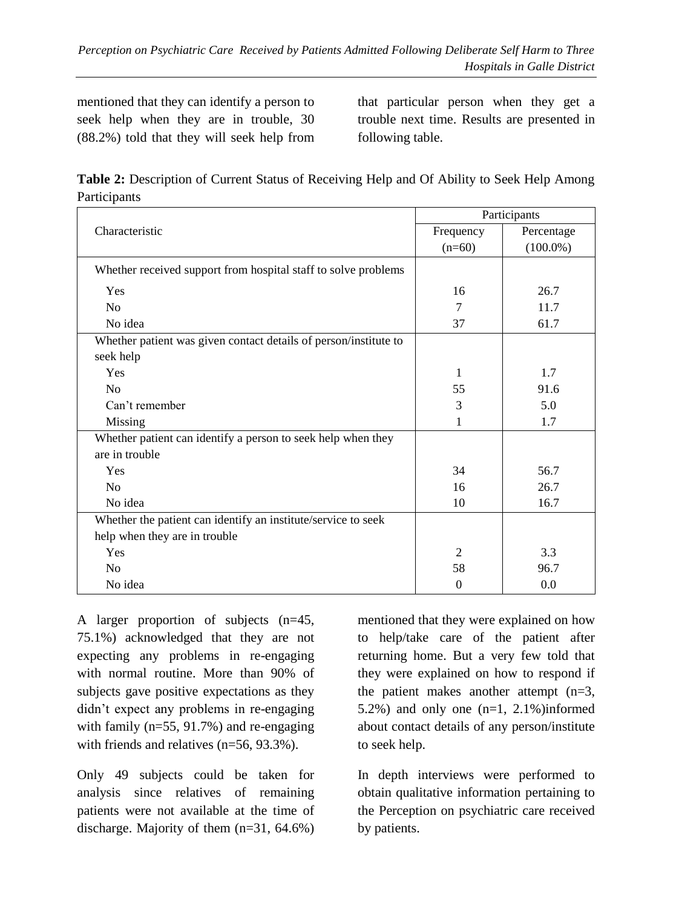mentioned that they can identify a person to seek help when they are in trouble, 30 (88.2%) told that they will seek help from that particular person when they get a trouble next time. Results are presented in following table.

**Table 2:** Description of Current Status of Receiving Help and Of Ability to Seek Help Among Participants

| Characteristic | Participants | |
|---|---|---|
| | Frequency (n=60) | Percentage (100.0%) |
| Whether received support from hospital staff to solve problems | | |
| Yes | 16 | 26.7 |
| No | 7 | 11.7 |
| No idea | 37 | 61.7 |
| Whether patient was given contact details of person/institute to seek help | | |
| Yes | 1 | 1.7 |
| No | 55 | 91.6 |
| Can't remember | 3 | 5.0 |
| Missing | 1 | 1.7 |
| Whether patient can identify a person to seek help when they are in trouble | | |
| Yes | 34 | 56.7 |
| No | 16 | 26.7 |
| No idea | 10 | 16.7 |
| Whether the patient can identify an institute/service to seek help when they are in trouble | | |
| Yes | 2 | 3.3 |
| No | 58 | 96.7 |
| No idea | 0 | 0.0 |

A larger proportion of subjects (n=45, 75.1%) acknowledged that they are not expecting any problems in re-engaging with normal routine. More than 90% of subjects gave positive expectations as they didn't expect any problems in re-engaging with family (n=55, 91.7%) and re-engaging with friends and relatives (n=56, 93.3%).

Only 49 subjects could be taken for analysis since relatives of remaining patients were not available at the time of discharge. Majority of them (n=31, 64.6%) mentioned that they were explained on how to help/take care of the patient after returning home. But a very few told that they were explained on how to respond if the patient makes another attempt (n=3, 5.2%) and only one (n=1, 2.1%)informed about contact details of any person/institute to seek help.

In depth interviews were performed to obtain qualitative information pertaining to the Perception on psychiatric care received by patients.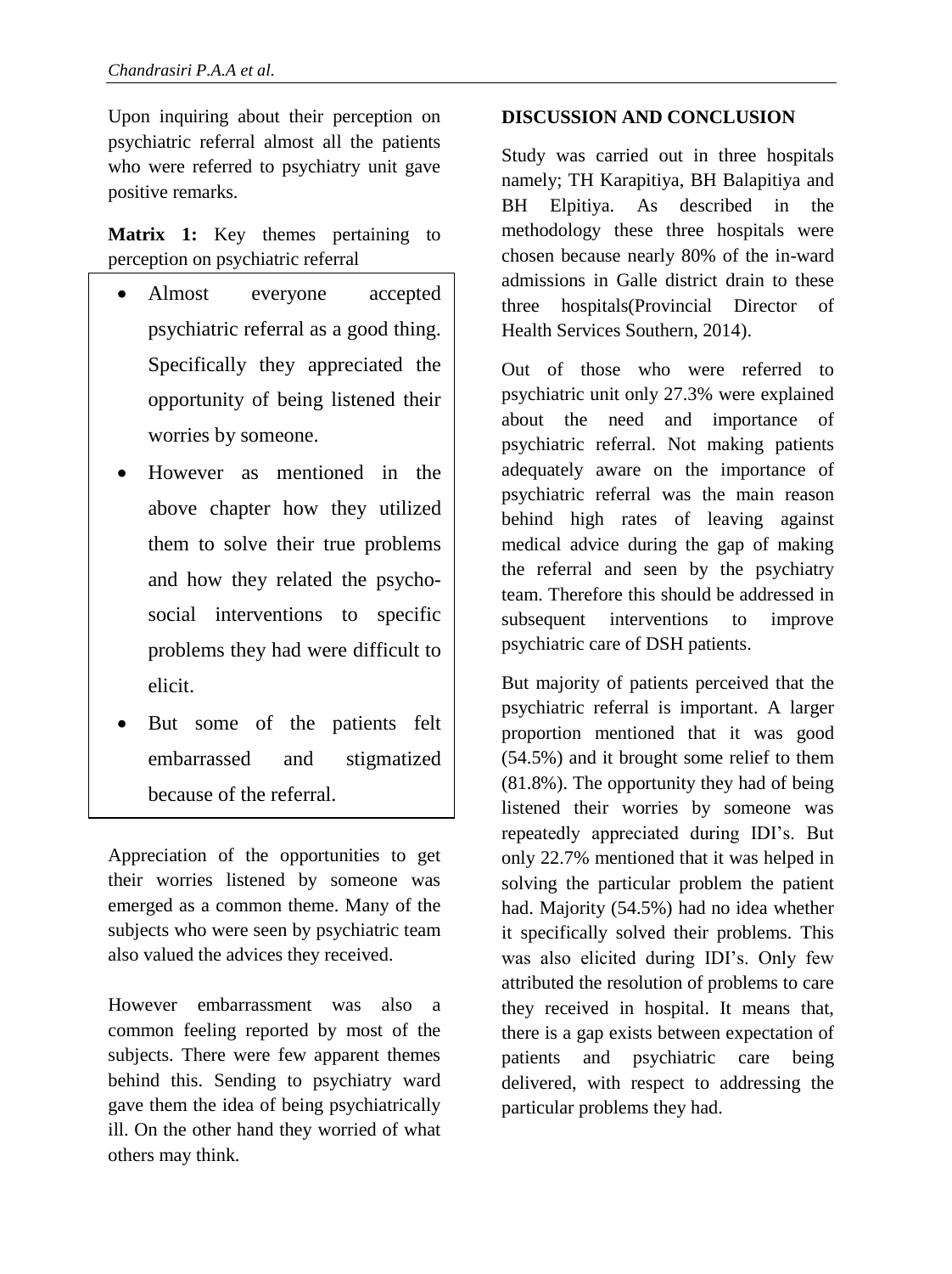Upon inquiring about their perception on psychiatric referral almost all the patients who were referred to psychiatry unit gave positive remarks.

**Matrix 1:** Key themes pertaining to perception on psychiatric referral

- Almost everyone accepted psychiatric referral as a good thing. Specifically they appreciated the opportunity of being listened their worries by someone.
- However as mentioned in the above chapter how they utilized them to solve their true problems and how they related the psycho-social interventions to specific problems they had were difficult to elicit.
- But some of the patients felt embarrassed and stigmatized because of the referral.

Appreciation of the opportunities to get their worries listened by someone was emerged as a common theme. Many of the subjects who were seen by psychiatric team also valued the advices they received.

However embarrassment was also a common feeling reported by most of the subjects. There were few apparent themes behind this. Sending to psychiatry ward gave them the idea of being psychiatrically ill. On the other hand they worried of what others may think.

## DISCUSSION AND CONCLUSION

Study was carried out in three hospitals namely; TH Karapitiya, BH Balapitiya and BH Elpitiya. As described in the methodology these three hospitals were chosen because nearly 80% of the in-ward admissions in Galle district drain to these three hospitals(Provincial Director of Health Services Southern, 2014).

Out of those who were referred to psychiatric unit only 27.3% were explained about the need and importance of psychiatric referral. Not making patients adequately aware on the importance of psychiatric referral was the main reason behind high rates of leaving against medical advice during the gap of making the referral and seen by the psychiatry team. Therefore this should be addressed in subsequent interventions to improve psychiatric care of DSH patients.

But majority of patients perceived that the psychiatric referral is important. A larger proportion mentioned that it was good (54.5%) and it brought some relief to them (81.8%). The opportunity they had of being listened their worries by someone was repeatedly appreciated during IDI's. But only 22.7% mentioned that it was helped in solving the particular problem the patient had. Majority (54.5%) had no idea whether it specifically solved their problems. This was also elicited during IDI's. Only few attributed the resolution of problems to care they received in hospital. It means that, there is a gap exists between expectation of patients and psychiatric care being delivered, with respect to addressing the particular problems they had.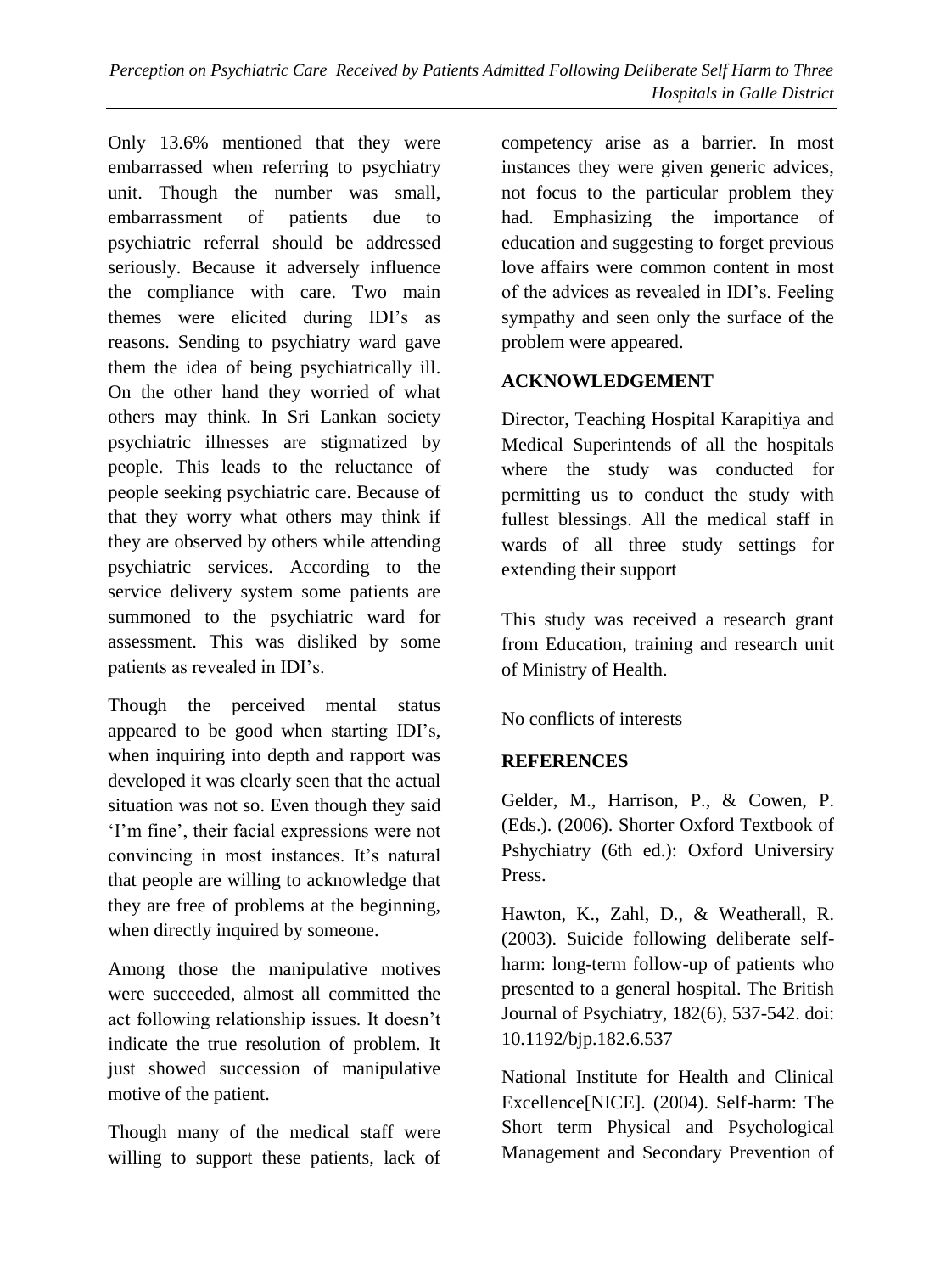Only 13.6% mentioned that they were embarrassed when referring to psychiatry unit. Though the number was small, embarrassment of patients due to psychiatric referral should be addressed seriously. Because it adversely influence the compliance with care. Two main themes were elicited during IDI's as reasons. Sending to psychiatry ward gave them the idea of being psychiatrically ill. On the other hand they worried of what others may think. In Sri Lankan society psychiatric illnesses are stigmatized by people. This leads to the reluctance of people seeking psychiatric care. Because of that they worry what others may think if they are observed by others while attending psychiatric services. According to the service delivery system some patients are summoned to the psychiatric ward for assessment. This was disliked by some patients as revealed in IDI's.

Though the perceived mental status appeared to be good when starting IDI's, when inquiring into depth and rapport was developed it was clearly seen that the actual situation was not so. Even though they said 'I'm fine', their facial expressions were not convincing in most instances. It's natural that people are willing to acknowledge that they are free of problems at the beginning, when directly inquired by someone.

Among those the manipulative motives were succeeded, almost all committed the act following relationship issues. It doesn't indicate the true resolution of problem. It just showed succession of manipulative motive of the patient.

Though many of the medical staff were willing to support these patients, lack of competency arise as a barrier. In most instances they were given generic advices, not focus to the particular problem they had. Emphasizing the importance of education and suggesting to forget previous love affairs were common content in most of the advices as revealed in IDI's. Feeling sympathy and seen only the surface of the problem were appeared.

## ACKNOWLEDGEMENT

Director, Teaching Hospital Karapitiya and Medical Superintends of all the hospitals where the study was conducted for permitting us to conduct the study with fullest blessings. All the medical staff in wards of all three study settings for extending their support

This study was received a research grant from Education, training and research unit of Ministry of Health.

No conflicts of interests

## REFERENCES

Gelder, M., Harrison, P., & Cowen, P. (Eds.). (2006). Shorter Oxford Textbook of Pshychiatry (6th ed.): Oxford Universiry Press.

Hawton, K., Zahl, D., & Weatherall, R. (2003). Suicide following deliberate self-harm: long-term follow-up of patients who presented to a general hospital. The British Journal of Psychiatry, 182(6), 537-542. doi: 10.1192/bjp.182.6.537

National Institute for Health and Clinical Excellence[NICE]. (2004). Self-harm: The Short term Physical and Psychological Management and Secondary Prevention of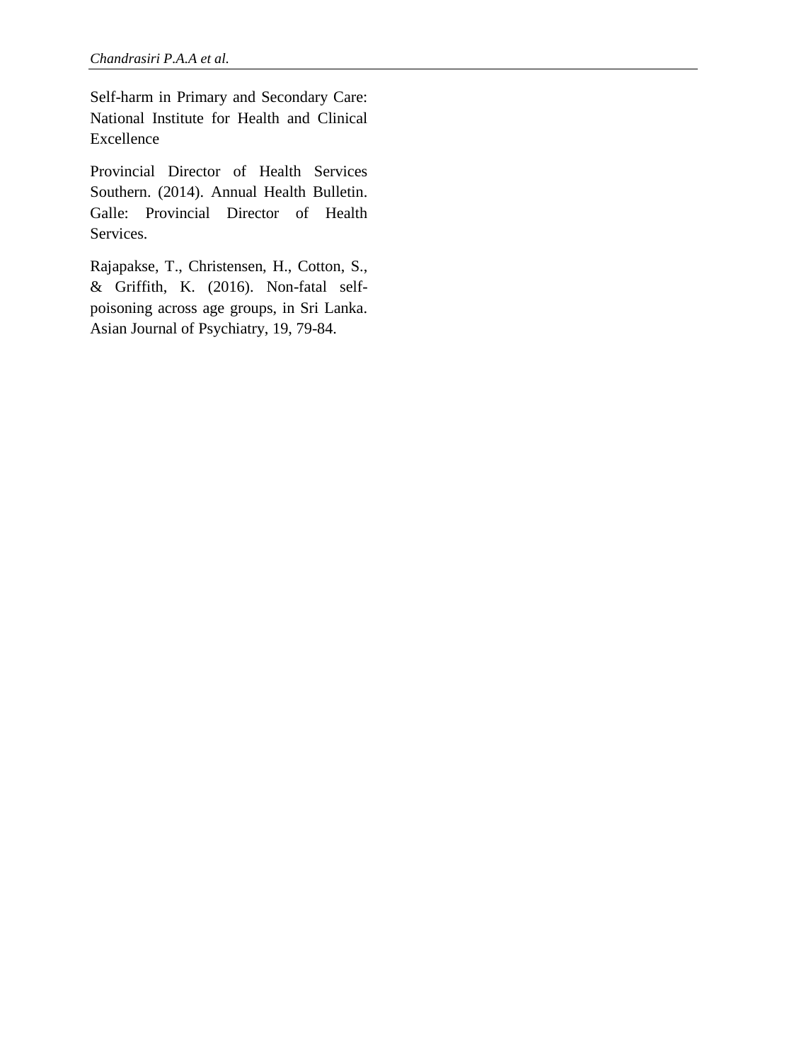Self-harm in Primary and Secondary Care: National Institute for Health and Clinical Excellence

Provincial Director of Health Services Southern. (2014). Annual Health Bulletin. Galle: Provincial Director of Health Services.

Rajapakse, T., Christensen, H., Cotton, S., & Griffith, K. (2016). Non-fatal self-poisoning across age groups, in Sri Lanka. Asian Journal of Psychiatry, 19, 79-84.